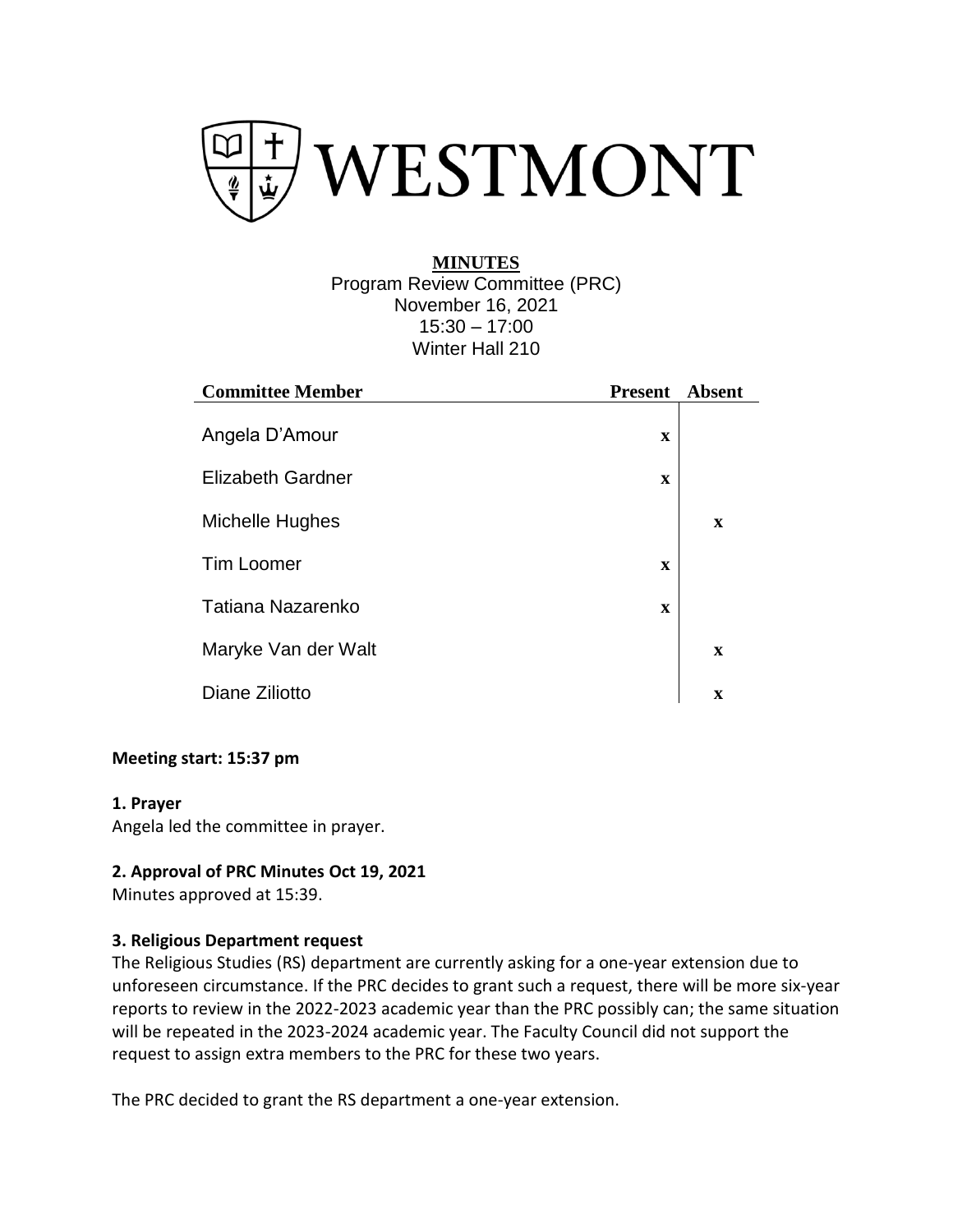# WESTMONT

**MINUTES**

Program Review Committee (PRC)
November 16, 2021
15:30 – 17:00
Winter Hall 210

| Committee Member | Present | Absent |
| --- | --- | --- |
| Angela D'Amour | x | |
| Elizabeth Gardner | x | |
| Michelle Hughes | | x |
| Tim Loomer | x | |
| Tatiana Nazarenko | x | |
| Maryke Van der Walt | | x |
| Diane Ziliotto | | x |

**Meeting start: 15:37 pm**

**1. Prayer**

Angela led the committee in prayer.

**2. Approval of PRC Minutes Oct 19, 2021**

Minutes approved at 15:39.

**3. Religious Department request**

The Religious Studies (RS) department are currently asking for a one-year extension due to unforeseen circumstance. If the PRC decides to grant such a request, there will be more six-year reports to review in the 2022-2023 academic year than the PRC possibly can; the same situation will be repeated in the 2023-2024 academic year. The Faculty Council did not support the request to assign extra members to the PRC for these two years.

The PRC decided to grant the RS department a one-year extension.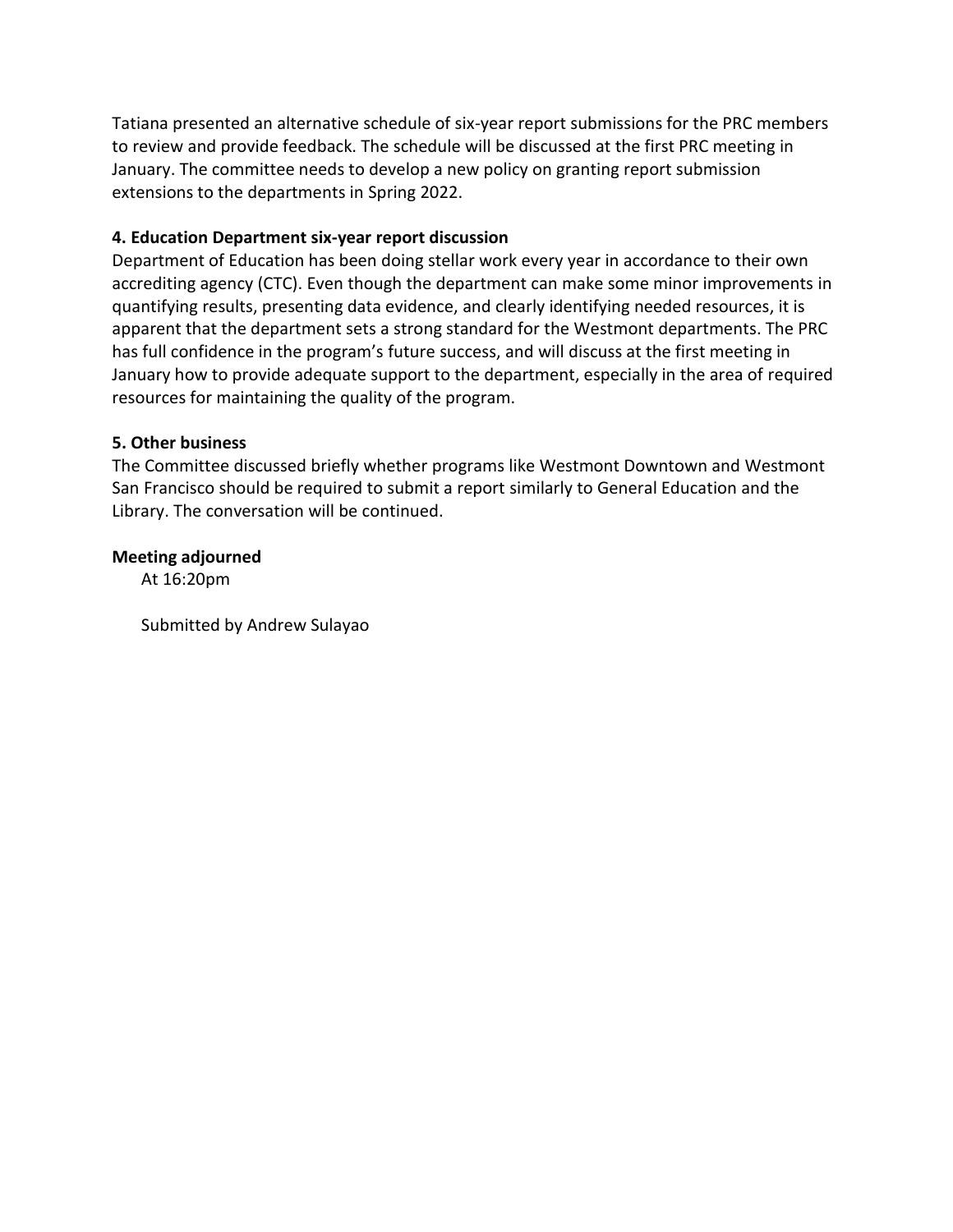Tatiana presented an alternative schedule of six-year report submissions for the PRC members to review and provide feedback. The schedule will be discussed at the first PRC meeting in January. The committee needs to develop a new policy on granting report submission extensions to the departments in Spring 2022.

**4. Education Department six-year report discussion**

Department of Education has been doing stellar work every year in accordance to their own accrediting agency (CTC). Even though the department can make some minor improvements in quantifying results, presenting data evidence, and clearly identifying needed resources, it is apparent that the department sets a strong standard for the Westmont departments. The PRC has full confidence in the program's future success, and will discuss at the first meeting in January how to provide adequate support to the department, especially in the area of required resources for maintaining the quality of the program.

**5. Other business**

The Committee discussed briefly whether programs like Westmont Downtown and Westmont San Francisco should be required to submit a report similarly to General Education and the Library. The conversation will be continued.

**Meeting adjourned**

At 16:20pm

Submitted by Andrew Sulayao